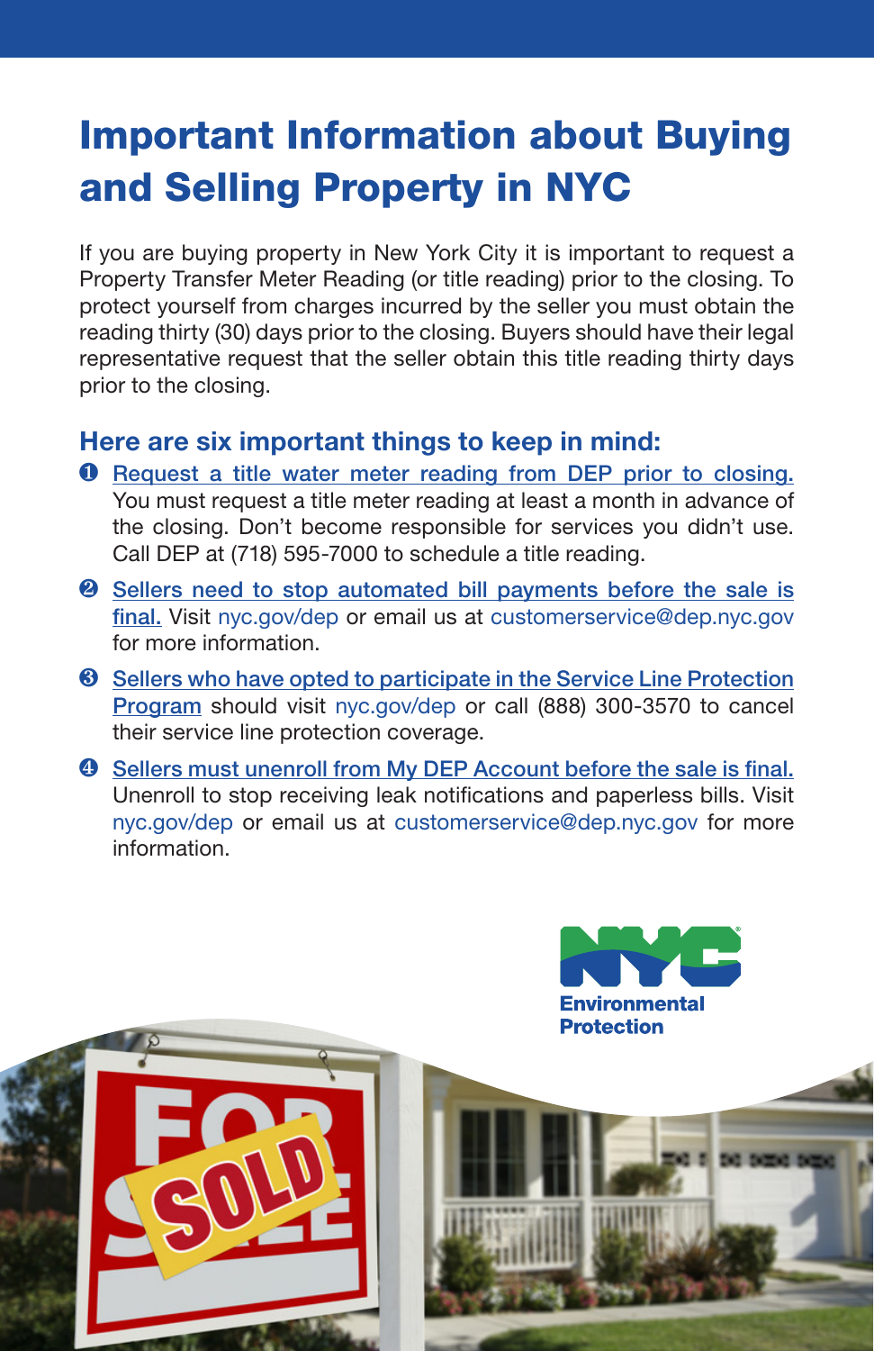# Important Information about Buying and Selling Property in NYC

If you are buying property in New York City it is important to request a Property Transfer Meter Reading (or title reading) prior to the closing. To protect yourself from charges incurred by the seller you must obtain the reading thirty (30) days prior to the closing. Buyers should have their legal representative request that the seller obtain this title reading thirty days prior to the closing.

## Here are six important things to keep in mind:

1. Request a title water meter reading from DEP prior to closing. You must request a title meter reading at least a month in advance of the closing. Don't become responsible for services you didn't use. Call DEP at (718) 595-7000 to schedule a title reading.
2. Sellers need to stop automated bill payments before the sale is final. Visit nyc.gov/dep or email us at customerservice@dep.nyc.gov for more information.
3. Sellers who have opted to participate in the Service Line Protection Program should visit nyc.gov/dep or call (888) 300-3570 to cancel their service line protection coverage.
4. Sellers must unenroll from My DEP Account before the sale is final. Unenroll to stop receiving leak notifications and paperless bills. Visit nyc.gov/dep or email us at customerservice@dep.nyc.gov for more information.

NYC Environmental Protection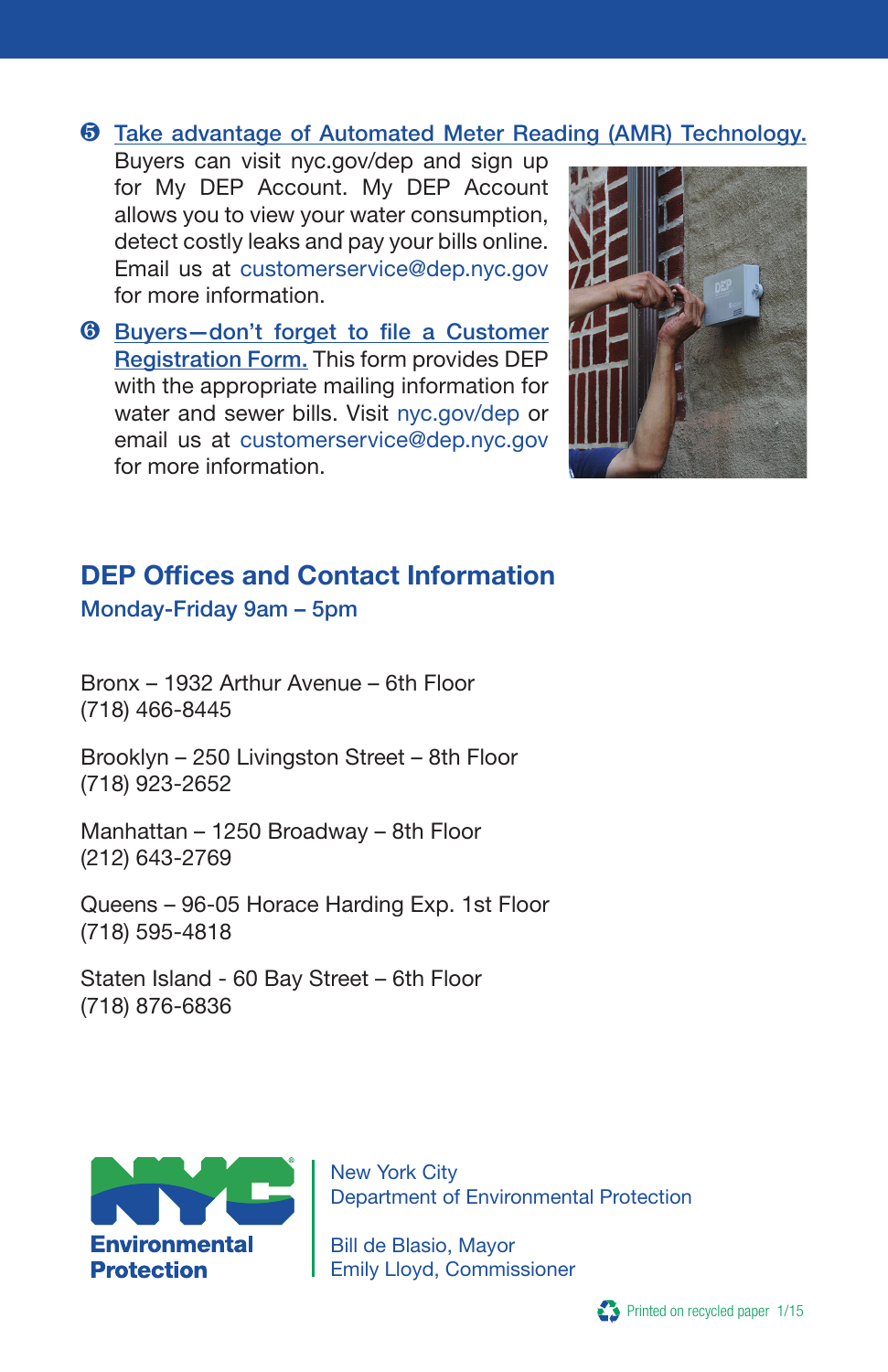5. **Take advantage of Automated Meter Reading (AMR) Technology.** Buyers can visit nyc.gov/dep and sign up for My DEP Account. My DEP Account allows you to view your water consumption, detect costly leaks and pay your bills online. Email us at customerservice@dep.nyc.gov for more information.

6. **Buyers—don't forget to file a Customer Registration Form.** This form provides DEP with the appropriate mailing information for water and sewer bills. Visit nyc.gov/dep or email us at customerservice@dep.nyc.gov for more information.

## DEP Offices and Contact Information

### Monday-Friday 9am – 5pm

Bronx – 1932 Arthur Avenue – 6th Floor
(718) 466-8445

Brooklyn – 250 Livingston Street – 8th Floor
(718) 923-2652

Manhattan – 1250 Broadway – 8th Floor
(212) 643-2769

Queens – 96-05 Horace Harding Exp. 1st Floor
(718) 595-4818

Staten Island - 60 Bay Street – 6th Floor
(718) 876-6836

NYC Environmental Protection

New York City
Department of Environmental Protection

Bill de Blasio, Mayor
Emily Lloyd, Commissioner

Printed on recycled paper 1/15